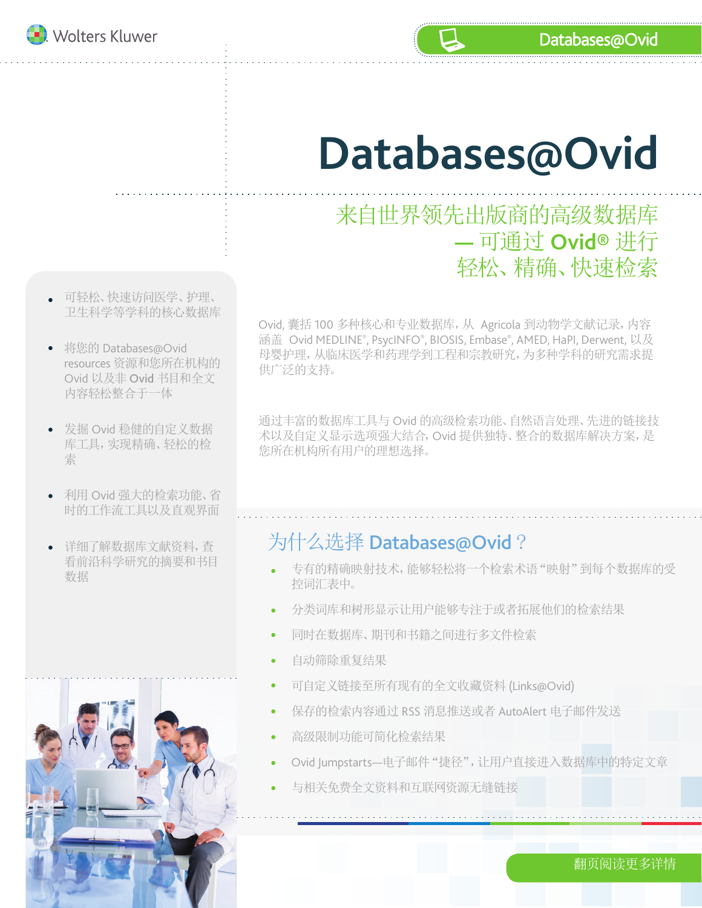Wolters Kluwer

Databases@Ovid

# Databases@Ovid

## 来自世界领先出版商的高级数据库 — 可通过 Ovid® 进行轻松、精确、快速检索

- 可轻松、快速访问医学、护理、卫生科学等学科的核心数据库
- 将您的 Databases@Ovid resources 资源和您所在机构的 Ovid 以及非 Ovid 书目和全文内容轻松整合于一体
- 发掘 Ovid 稳健的自定义数据库工具，实现精确、轻松的检索
- 利用 Ovid 强大的检索功能、省时的工作流工具以及直观界面
- 详细了解数据库文献资料，查看前沿科学研究的摘要和书目数据

Ovid, 囊括 100 多种核心和专业数据库，从 Agricola 到动物学文献记录，内容涵盖 Ovid MEDLINE®, PsycINFO®, BIOSIS, Embase®, AMED, HaPI, Derwent, 以及母婴护理，从临床医学和药理学到工程和宗教研究，为多种学科的研究需求提供广泛的支持。

通过丰富的数据库工具与 Ovid 的高级检索功能、自然语言处理、先进的链接技术以及自定义显示选项强大结合，Ovid 提供独特、整合的数据库解决方案，是您所在机构所有用户的理想选择。

## 为什么选择 Databases@Ovid？

- 专有的精确映射技术，能够轻松将一个检索术语“映射”到每个数据库的受控词汇表中。
- 分类词库和树形显示让用户能够专注于或者拓展他们的检索结果
- 同时在数据库、期刊和书籍之间进行多文件检索
- 自动筛除重复结果
- 可自定义链接至所有现有的全文收藏资料 (Links@Ovid)
- 保存的检索内容通过 RSS 消息推送或者 AutoAlert 电子邮件发送
- 高级限制功能可简化检索结果
- Ovid Jumpstarts—电子邮件“捷径”，让用户直接进入数据库中的特定文章
- 与相关免费全文资料和互联网资源无缝链接

翻页阅读更多详情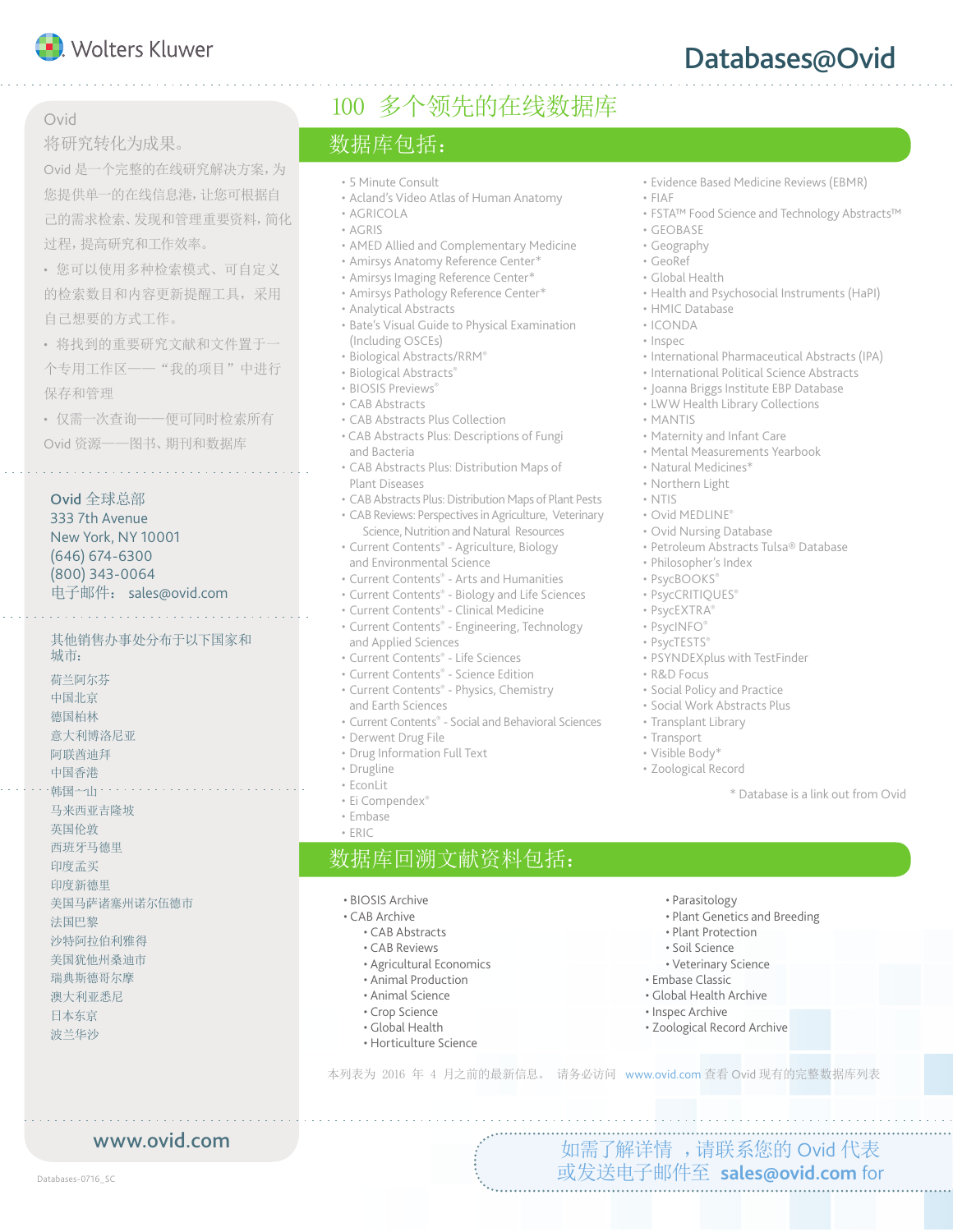Wolters Kluwer

# Databases@Ovid

Ovid

将研究转化为成果。

Ovid 是一个完整的在线研究解决方案，为您提供单一的在线信息港，让您可根据自己的需求检索、发现和管理重要资料，简化过程，提高研究和工作效率。

- 您可以使用多种检索模式、可自定义的检索数目和内容更新提醒工具，采用自己想要的方式工作。
- 将找到的重要研究文献和文件置于一个专用工作区——“我的项目”中进行保存和管理
- 仅需一次查询——便可同时检索所有 Ovid 资源——图书、期刊和数据库

Ovid 全球总部
333 7th Avenue
New York, NY 10001
(646) 674-6300
(800) 343-0064
电子邮件： sales@ovid.com

其他销售办事处分布于以下国家和城市：

荷兰阿尔芬
中国北京
德国柏林
意大利博洛尼亚
阿联酋迪拜
中国香港
韩国一山
马来西亚吉隆坡
英国伦敦
西班牙马德里
印度孟买
印度新德里
美国马萨诸塞州诺尔伍德市
法国巴黎
沙特阿拉伯利雅得
美国犹他州桑迪市
瑞典斯德哥尔摩
澳大利亚悉尼
日本东京
波兰华沙

www.ovid.com

## 100 多个领先的在线数据库

## 数据库包括：

- 5 Minute Consult
- Acland's Video Atlas of Human Anatomy
- AGRICOLA
- AGRIS
- AMED Allied and Complementary Medicine
- Amirsys Anatomy Reference Center*
- Amirsys Imaging Reference Center*
- Amirsys Pathology Reference Center*
- Analytical Abstracts
- Bate's Visual Guide to Physical Examination (Including OSCEs)
- Biological Abstracts/RRM®
- Biological Abstracts®
- BIOSIS Previews®
- CAB Abstracts
- CAB Abstracts Plus Collection
- CAB Abstracts Plus: Descriptions of Fungi and Bacteria
- CAB Abstracts Plus: Distribution Maps of Plant Diseases
- CAB Abstracts Plus: Distribution Maps of Plant Pests
- CAB Reviews: Perspectives in Agriculture, Veterinary Science, Nutrition and Natural Resources
- Current Contents® - Agriculture, Biology and Environmental Science
- Current Contents® - Arts and Humanities
- Current Contents® - Biology and Life Sciences
- Current Contents® - Clinical Medicine
- Current Contents® - Engineering, Technology and Applied Sciences
- Current Contents® - Life Sciences
- Current Contents® - Science Edition
- Current Contents® - Physics, Chemistry and Earth Sciences
- Current Contents® - Social and Behavioral Sciences
- Derwent Drug File
- Drug Information Full Text
- Drugline
- EconLit
- Ei Compendex®
- Embase
- ERIC
- Evidence Based Medicine Reviews (EBMR)
- FIAF
- FSTA™ Food Science and Technology Abstracts™
- GEOBASE
- Geography
- GeoRef
- Global Health
- Health and Psychosocial Instruments (HaPI)
- HMIC Database
- ICONDA
- Inspec
- International Pharmaceutical Abstracts (IPA)
- International Political Science Abstracts
- Joanna Briggs Institute EBP Database
- LWW Health Library Collections
- MANTIS
- Maternity and Infant Care
- Mental Measurements Yearbook
- Natural Medicines*
- Northern Light
- NTIS
- Ovid MEDLINE®
- Ovid Nursing Database
- Petroleum Abstracts Tulsa® Database
- Philosopher's Index
- PsycBOOKS®
- PsycCRITIQUES®
- PsycEXTRA®
- PsycINFO®
- PsycTESTS®
- PSYNDEXplus with TestFinder
- R&D Focus
- Social Policy and Practice
- Social Work Abstracts Plus
- Transplant Library
- Transport
- Visible Body*
- Zoological Record

\* Database is a link out from Ovid

## 数据库回溯文献资料包括：

- BIOSIS Archive
- CAB Archive
  - CAB Abstracts
  - CAB Reviews
  - Agricultural Economics
  - Animal Production
  - Animal Science
  - Crop Science
  - Global Health
  - Horticulture Science
  - Parasitology
  - Plant Genetics and Breeding
  - Plant Protection
  - Soil Science
  - Veterinary Science
- Embase Classic
- Global Health Archive
- Inspec Archive
- Zoological Record Archive

本列表为 2016 年 4 月之前的最新信息。 请务必访问 www.ovid.com 查看 Ovid 现有的完整数据库列表

如需了解详情 ，请联系您的 Ovid 代表
或发送电子邮件至 sales@ovid.com for

Databases-0716_SC